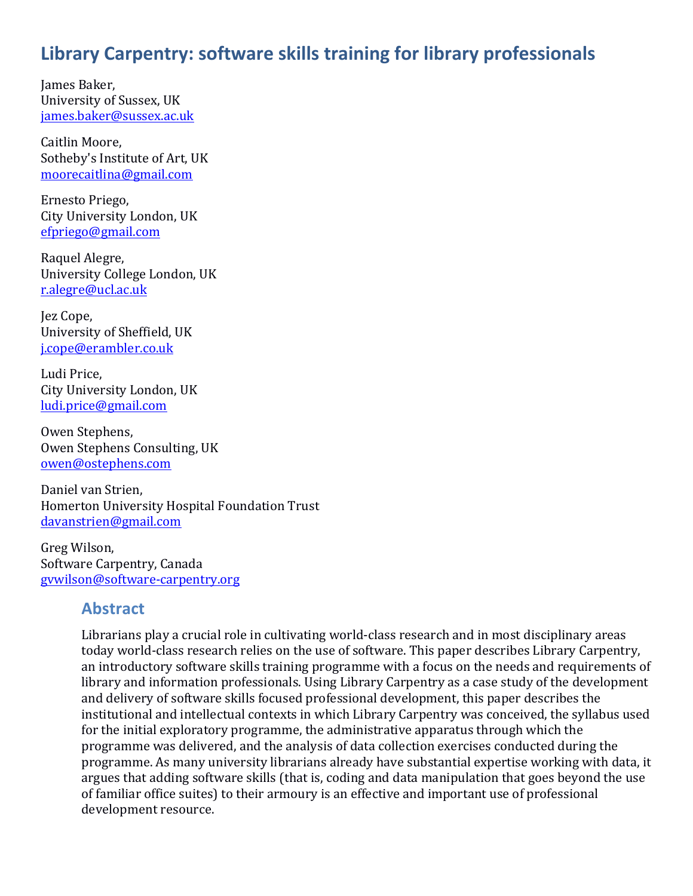# Library Carpentry: software skills training for library professionals

James Baker,
University of Sussex, UK
james.baker@sussex.ac.uk

Caitlin Moore,
Sotheby's Institute of Art, UK
moorecaitlina@gmail.com

Ernesto Priego,
City University London, UK
efpriego@gmail.com

Raquel Alegre,
University College London, UK
r.alegre@ucl.ac.uk

Jez Cope,
University of Sheffield, UK
j.cope@erambler.co.uk

Ludi Price,
City University London, UK
ludi.price@gmail.com

Owen Stephens,
Owen Stephens Consulting, UK
owen@ostephens.com

Daniel van Strien,
Homerton University Hospital Foundation Trust
davanstrien@gmail.com

Greg Wilson,
Software Carpentry, Canada
gvwilson@software-carpentry.org

## Abstract

Librarians play a crucial role in cultivating world-class research and in most disciplinary areas today world-class research relies on the use of software. This paper describes Library Carpentry, an introductory software skills training programme with a focus on the needs and requirements of library and information professionals. Using Library Carpentry as a case study of the development and delivery of software skills focused professional development, this paper describes the institutional and intellectual contexts in which Library Carpentry was conceived, the syllabus used for the initial exploratory programme, the administrative apparatus through which the programme was delivered, and the analysis of data collection exercises conducted during the programme. As many university librarians already have substantial expertise working with data, it argues that adding software skills (that is, coding and data manipulation that goes beyond the use of familiar office suites) to their armoury is an effective and important use of professional development resource.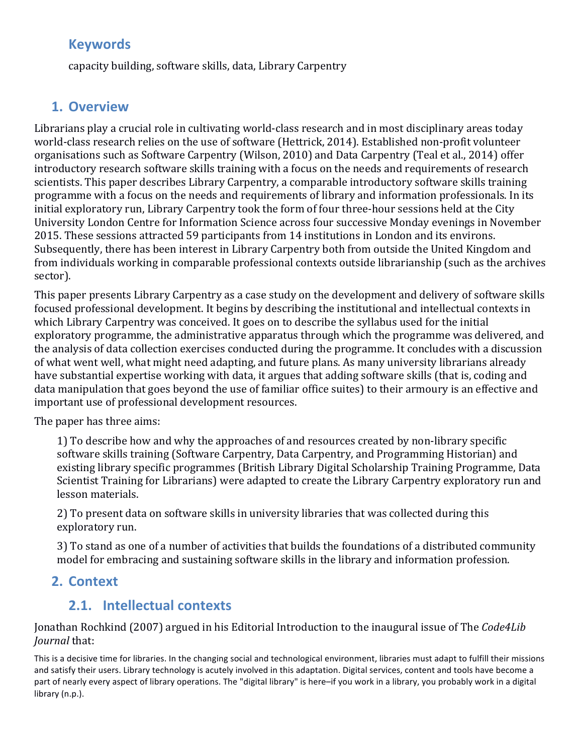## Keywords

capacity building, software skills, data, Library Carpentry

## 1. Overview

Librarians play a crucial role in cultivating world-class research and in most disciplinary areas today world-class research relies on the use of software (Hettrick, 2014). Established non-profit volunteer organisations such as Software Carpentry (Wilson, 2010) and Data Carpentry (Teal et al., 2014) offer introductory research software skills training with a focus on the needs and requirements of research scientists. This paper describes Library Carpentry, a comparable introductory software skills training programme with a focus on the needs and requirements of library and information professionals. In its initial exploratory run, Library Carpentry took the form of four three-hour sessions held at the City University London Centre for Information Science across four successive Monday evenings in November 2015. These sessions attracted 59 participants from 14 institutions in London and its environs. Subsequently, there has been interest in Library Carpentry both from outside the United Kingdom and from individuals working in comparable professional contexts outside librarianship (such as the archives sector).

This paper presents Library Carpentry as a case study on the development and delivery of software skills focused professional development. It begins by describing the institutional and intellectual contexts in which Library Carpentry was conceived. It goes on to describe the syllabus used for the initial exploratory programme, the administrative apparatus through which the programme was delivered, and the analysis of data collection exercises conducted during the programme. It concludes with a discussion of what went well, what might need adapting, and future plans. As many university librarians already have substantial expertise working with data, it argues that adding software skills (that is, coding and data manipulation that goes beyond the use of familiar office suites) to their armoury is an effective and important use of professional development resources.

The paper has three aims:

1) To describe how and why the approaches of and resources created by non-library specific software skills training (Software Carpentry, Data Carpentry, and Programming Historian) and existing library specific programmes (British Library Digital Scholarship Training Programme, Data Scientist Training for Librarians) were adapted to create the Library Carpentry exploratory run and lesson materials.

2) To present data on software skills in university libraries that was collected during this exploratory run.

3) To stand as one of a number of activities that builds the foundations of a distributed community model for embracing and sustaining software skills in the library and information profession.

## 2. Context

### 2.1. Intellectual contexts

Jonathan Rochkind (2007) argued in his Editorial Introduction to the inaugural issue of The *Code4Lib Journal* that:

> This is a decisive time for libraries. In the changing social and technological environment, libraries must adapt to fulfill their missions and satisfy their users. Library technology is acutely involved in this adaptation. Digital services, content and tools have become a part of nearly every aspect of library operations. The "digital library" is here–if you work in a library, you probably work in a digital library (n.p.).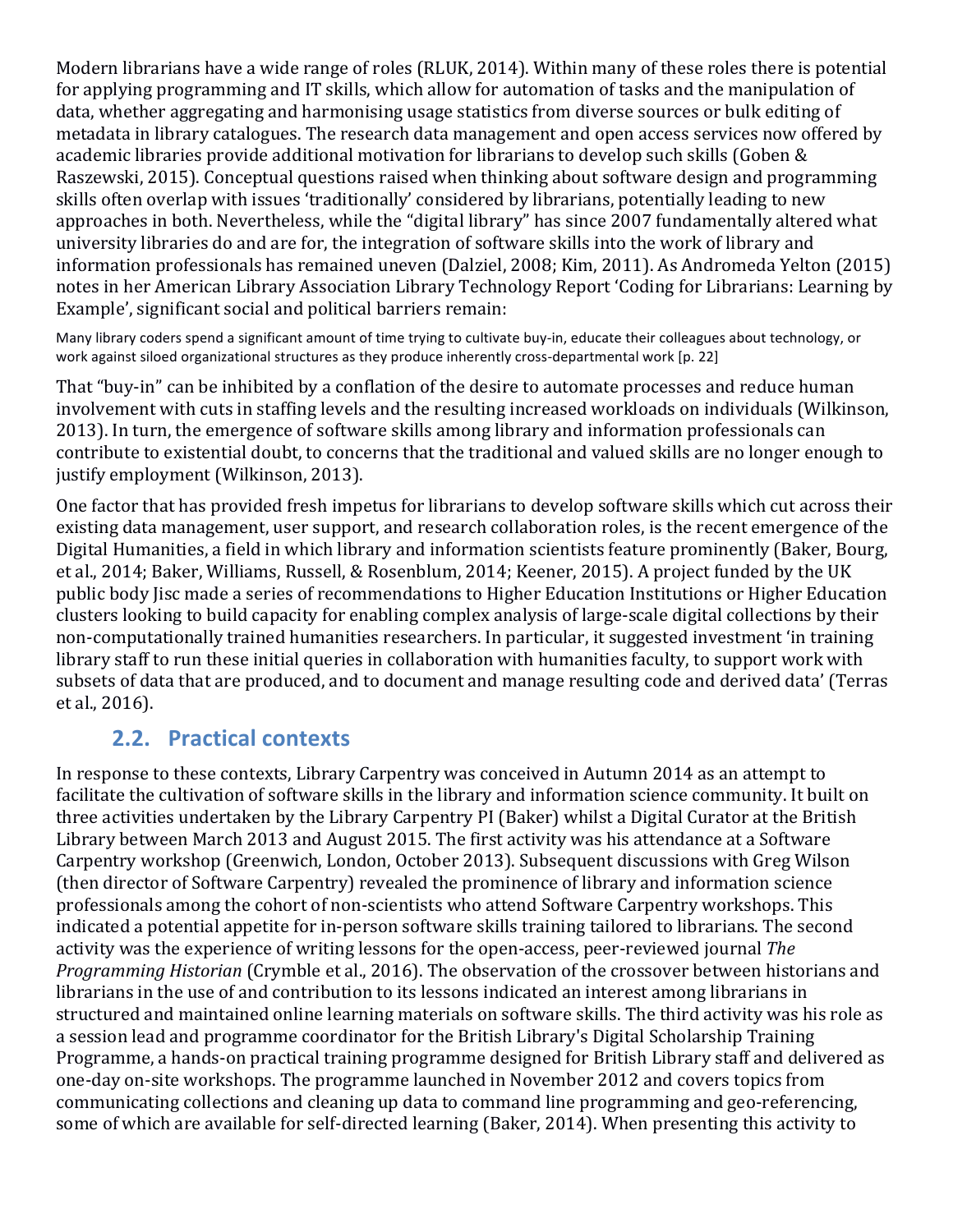Modern librarians have a wide range of roles (RLUK, 2014). Within many of these roles there is potential for applying programming and IT skills, which allow for automation of tasks and the manipulation of data, whether aggregating and harmonising usage statistics from diverse sources or bulk editing of metadata in library catalogues. The research data management and open access services now offered by academic libraries provide additional motivation for librarians to develop such skills (Goben & Raszewski, 2015). Conceptual questions raised when thinking about software design and programming skills often overlap with issues 'traditionally' considered by librarians, potentially leading to new approaches in both. Nevertheless, while the "digital library" has since 2007 fundamentally altered what university libraries do and are for, the integration of software skills into the work of library and information professionals has remained uneven (Dalziel, 2008; Kim, 2011). As Andromeda Yelton (2015) notes in her American Library Association Library Technology Report 'Coding for Librarians: Learning by Example', significant social and political barriers remain:

> Many library coders spend a significant amount of time trying to cultivate buy-in, educate their colleagues about technology, or work against siloed organizational structures as they produce inherently cross-departmental work [p. 22]

That "buy-in" can be inhibited by a conflation of the desire to automate processes and reduce human involvement with cuts in staffing levels and the resulting increased workloads on individuals (Wilkinson, 2013). In turn, the emergence of software skills among library and information professionals can contribute to existential doubt, to concerns that the traditional and valued skills are no longer enough to justify employment (Wilkinson, 2013).

One factor that has provided fresh impetus for librarians to develop software skills which cut across their existing data management, user support, and research collaboration roles, is the recent emergence of the Digital Humanities, a field in which library and information scientists feature prominently (Baker, Bourg, et al., 2014; Baker, Williams, Russell, & Rosenblum, 2014; Keener, 2015). A project funded by the UK public body Jisc made a series of recommendations to Higher Education Institutions or Higher Education clusters looking to build capacity for enabling complex analysis of large-scale digital collections by their non-computationally trained humanities researchers. In particular, it suggested investment 'in training library staff to run these initial queries in collaboration with humanities faculty, to support work with subsets of data that are produced, and to document and manage resulting code and derived data' (Terras et al., 2016).

## 2.2. Practical contexts

In response to these contexts, Library Carpentry was conceived in Autumn 2014 as an attempt to facilitate the cultivation of software skills in the library and information science community. It built on three activities undertaken by the Library Carpentry PI (Baker) whilst a Digital Curator at the British Library between March 2013 and August 2015. The first activity was his attendance at a Software Carpentry workshop (Greenwich, London, October 2013). Subsequent discussions with Greg Wilson (then director of Software Carpentry) revealed the prominence of library and information science professionals among the cohort of non-scientists who attend Software Carpentry workshops. This indicated a potential appetite for in-person software skills training tailored to librarians. The second activity was the experience of writing lessons for the open-access, peer-reviewed journal *The Programming Historian* (Crymble et al., 2016). The observation of the crossover between historians and librarians in the use of and contribution to its lessons indicated an interest among librarians in structured and maintained online learning materials on software skills. The third activity was his role as a session lead and programme coordinator for the British Library's Digital Scholarship Training Programme, a hands-on practical training programme designed for British Library staff and delivered as one-day on-site workshops. The programme launched in November 2012 and covers topics from communicating collections and cleaning up data to command line programming and geo-referencing, some of which are available for self-directed learning (Baker, 2014). When presenting this activity to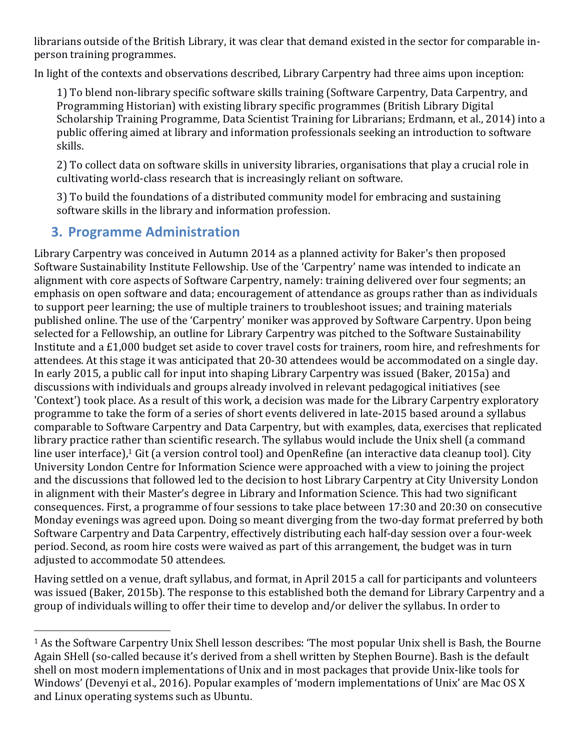librarians outside of the British Library, it was clear that demand existed in the sector for comparable in-person training programmes.

In light of the contexts and observations described, Library Carpentry had three aims upon inception:

1) To blend non-library specific software skills training (Software Carpentry, Data Carpentry, and Programming Historian) with existing library specific programmes (British Library Digital Scholarship Training Programme, Data Scientist Training for Librarians; Erdmann, et al., 2014) into a public offering aimed at library and information professionals seeking an introduction to software skills.

2) To collect data on software skills in university libraries, organisations that play a crucial role in cultivating world-class research that is increasingly reliant on software.

3) To build the foundations of a distributed community model for embracing and sustaining software skills in the library and information profession.

## 3. Programme Administration

Library Carpentry was conceived in Autumn 2014 as a planned activity for Baker's then proposed Software Sustainability Institute Fellowship. Use of the 'Carpentry' name was intended to indicate an alignment with core aspects of Software Carpentry, namely: training delivered over four segments; an emphasis on open software and data; encouragement of attendance as groups rather than as individuals to support peer learning; the use of multiple trainers to troubleshoot issues; and training materials published online. The use of the 'Carpentry' moniker was approved by Software Carpentry. Upon being selected for a Fellowship, an outline for Library Carpentry was pitched to the Software Sustainability Institute and a £1,000 budget set aside to cover travel costs for trainers, room hire, and refreshments for attendees. At this stage it was anticipated that 20-30 attendees would be accommodated on a single day. In early 2015, a public call for input into shaping Library Carpentry was issued (Baker, 2015a) and discussions with individuals and groups already involved in relevant pedagogical initiatives (see 'Context') took place. As a result of this work, a decision was made for the Library Carpentry exploratory programme to take the form of a series of short events delivered in late-2015 based around a syllabus comparable to Software Carpentry and Data Carpentry, but with examples, data, exercises that replicated library practice rather than scientific research. The syllabus would include the Unix shell (a command line user interface),[1] Git (a version control tool) and OpenRefine (an interactive data cleanup tool). City University London Centre for Information Science were approached with a view to joining the project and the discussions that followed led to the decision to host Library Carpentry at City University London in alignment with their Master's degree in Library and Information Science. This had two significant consequences. First, a programme of four sessions to take place between 17:30 and 20:30 on consecutive Monday evenings was agreed upon. Doing so meant diverging from the two-day format preferred by both Software Carpentry and Data Carpentry, effectively distributing each half-day session over a four-week period. Second, as room hire costs were waived as part of this arrangement, the budget was in turn adjusted to accommodate 50 attendees.

Having settled on a venue, draft syllabus, and format, in April 2015 a call for participants and volunteers was issued (Baker, 2015b). The response to this established both the demand for Library Carpentry and a group of individuals willing to offer their time to develop and/or deliver the syllabus. In order to

[1] As the Software Carpentry Unix Shell lesson describes: 'The most popular Unix shell is Bash, the Bourne Again SHell (so-called because it's derived from a shell written by Stephen Bourne). Bash is the default shell on most modern implementations of Unix and in most packages that provide Unix-like tools for Windows' (Devenyi et al., 2016). Popular examples of 'modern implementations of Unix' are Mac OS X and Linux operating systems such as Ubuntu.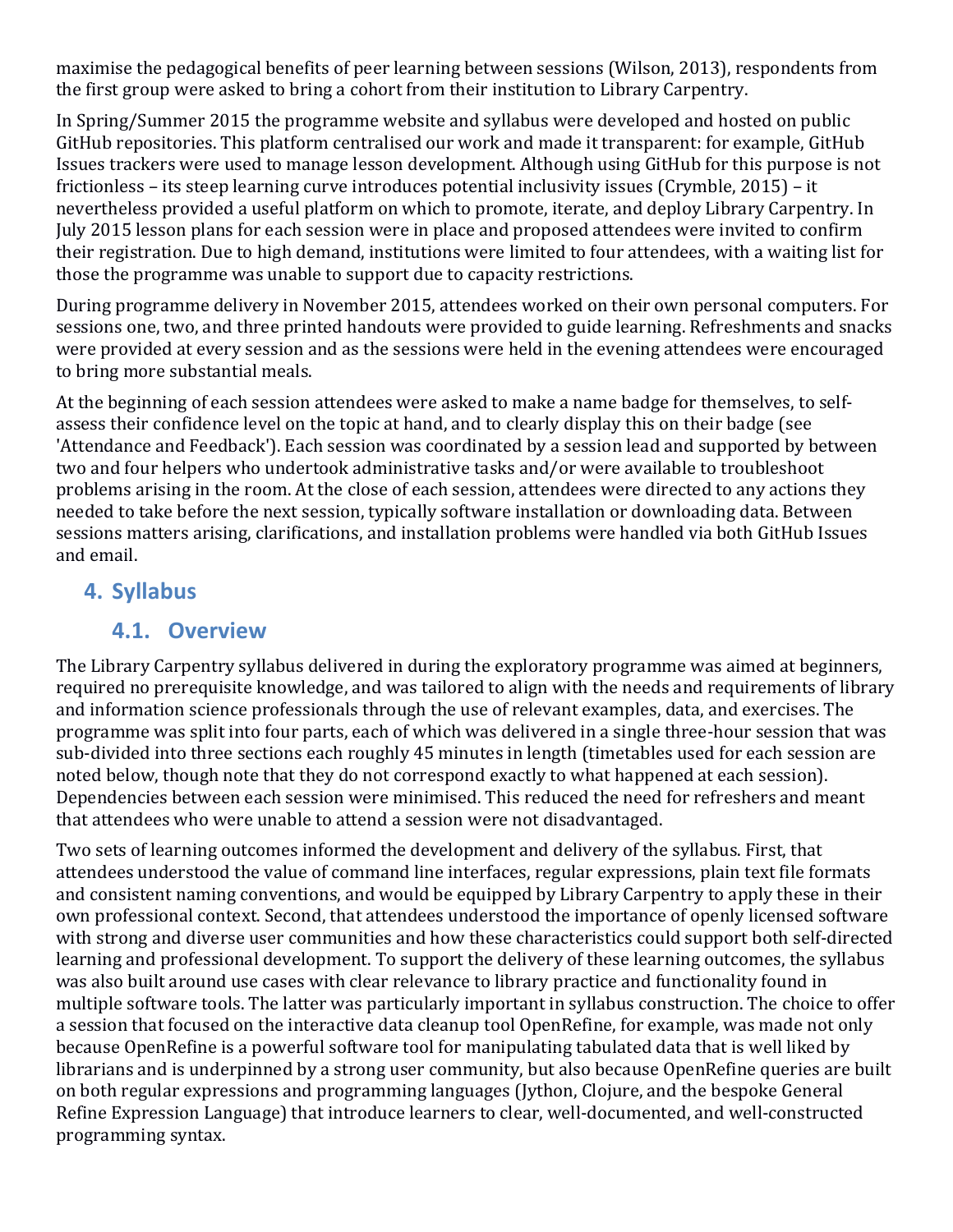maximise the pedagogical benefits of peer learning between sessions (Wilson, 2013), respondents from the first group were asked to bring a cohort from their institution to Library Carpentry.

In Spring/Summer 2015 the programme website and syllabus were developed and hosted on public GitHub repositories. This platform centralised our work and made it transparent: for example, GitHub Issues trackers were used to manage lesson development. Although using GitHub for this purpose is not frictionless – its steep learning curve introduces potential inclusivity issues (Crymble, 2015) – it nevertheless provided a useful platform on which to promote, iterate, and deploy Library Carpentry. In July 2015 lesson plans for each session were in place and proposed attendees were invited to confirm their registration. Due to high demand, institutions were limited to four attendees, with a waiting list for those the programme was unable to support due to capacity restrictions.

During programme delivery in November 2015, attendees worked on their own personal computers. For sessions one, two, and three printed handouts were provided to guide learning. Refreshments and snacks were provided at every session and as the sessions were held in the evening attendees were encouraged to bring more substantial meals.

At the beginning of each session attendees were asked to make a name badge for themselves, to self-assess their confidence level on the topic at hand, and to clearly display this on their badge (see 'Attendance and Feedback'). Each session was coordinated by a session lead and supported by between two and four helpers who undertook administrative tasks and/or were available to troubleshoot problems arising in the room. At the close of each session, attendees were directed to any actions they needed to take before the next session, typically software installation or downloading data. Between sessions matters arising, clarifications, and installation problems were handled via both GitHub Issues and email.

## 4. Syllabus

### 4.1. Overview

The Library Carpentry syllabus delivered in during the exploratory programme was aimed at beginners, required no prerequisite knowledge, and was tailored to align with the needs and requirements of library and information science professionals through the use of relevant examples, data, and exercises. The programme was split into four parts, each of which was delivered in a single three-hour session that was sub-divided into three sections each roughly 45 minutes in length (timetables used for each session are noted below, though note that they do not correspond exactly to what happened at each session). Dependencies between each session were minimised. This reduced the need for refreshers and meant that attendees who were unable to attend a session were not disadvantaged.

Two sets of learning outcomes informed the development and delivery of the syllabus. First, that attendees understood the value of command line interfaces, regular expressions, plain text file formats and consistent naming conventions, and would be equipped by Library Carpentry to apply these in their own professional context. Second, that attendees understood the importance of openly licensed software with strong and diverse user communities and how these characteristics could support both self-directed learning and professional development. To support the delivery of these learning outcomes, the syllabus was also built around use cases with clear relevance to library practice and functionality found in multiple software tools. The latter was particularly important in syllabus construction. The choice to offer a session that focused on the interactive data cleanup tool OpenRefine, for example, was made not only because OpenRefine is a powerful software tool for manipulating tabulated data that is well liked by librarians and is underpinned by a strong user community, but also because OpenRefine queries are built on both regular expressions and programming languages (Jython, Clojure, and the bespoke General Refine Expression Language) that introduce learners to clear, well-documented, and well-constructed programming syntax.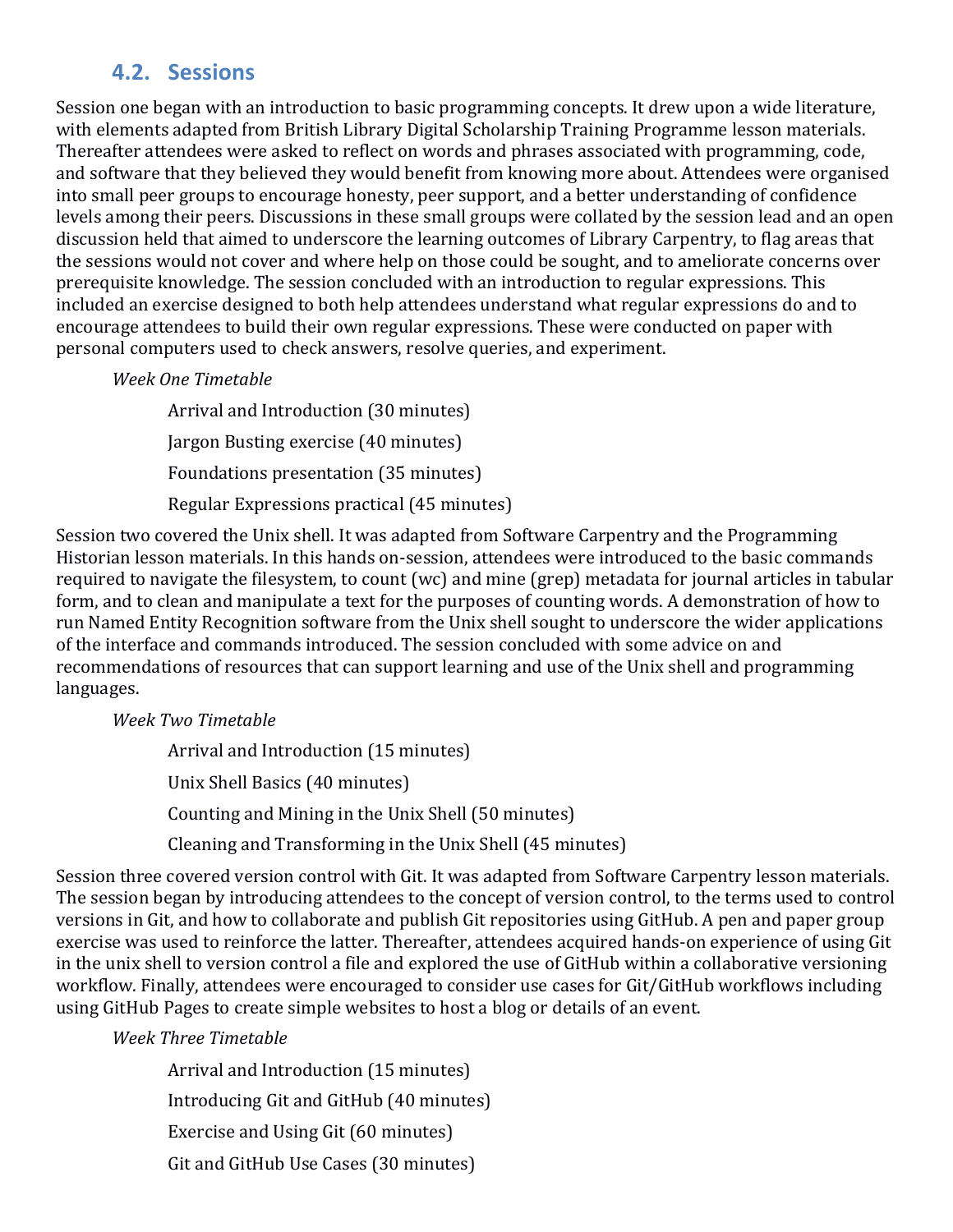## 4.2. Sessions

Session one began with an introduction to basic programming concepts. It drew upon a wide literature, with elements adapted from British Library Digital Scholarship Training Programme lesson materials. Thereafter attendees were asked to reflect on words and phrases associated with programming, code, and software that they believed they would benefit from knowing more about. Attendees were organised into small peer groups to encourage honesty, peer support, and a better understanding of confidence levels among their peers. Discussions in these small groups were collated by the session lead and an open discussion held that aimed to underscore the learning outcomes of Library Carpentry, to flag areas that the sessions would not cover and where help on those could be sought, and to ameliorate concerns over prerequisite knowledge. The session concluded with an introduction to regular expressions. This included an exercise designed to both help attendees understand what regular expressions do and to encourage attendees to build their own regular expressions. These were conducted on paper with personal computers used to check answers, resolve queries, and experiment.

*Week One Timetable*

Arrival and Introduction (30 minutes)

Jargon Busting exercise (40 minutes)

Foundations presentation (35 minutes)

Regular Expressions practical (45 minutes)

Session two covered the Unix shell. It was adapted from Software Carpentry and the Programming Historian lesson materials. In this hands on-session, attendees were introduced to the basic commands required to navigate the filesystem, to count (wc) and mine (grep) metadata for journal articles in tabular form, and to clean and manipulate a text for the purposes of counting words. A demonstration of how to run Named Entity Recognition software from the Unix shell sought to underscore the wider applications of the interface and commands introduced. The session concluded with some advice on and recommendations of resources that can support learning and use of the Unix shell and programming languages.

*Week Two Timetable*

Arrival and Introduction (15 minutes)

Unix Shell Basics (40 minutes)

Counting and Mining in the Unix Shell (50 minutes)

Cleaning and Transforming in the Unix Shell (45 minutes)

Session three covered version control with Git. It was adapted from Software Carpentry lesson materials. The session began by introducing attendees to the concept of version control, to the terms used to control versions in Git, and how to collaborate and publish Git repositories using GitHub. A pen and paper group exercise was used to reinforce the latter. Thereafter, attendees acquired hands-on experience of using Git in the unix shell to version control a file and explored the use of GitHub within a collaborative versioning workflow. Finally, attendees were encouraged to consider use cases for Git/GitHub workflows including using GitHub Pages to create simple websites to host a blog or details of an event.

*Week Three Timetable*

Arrival and Introduction (15 minutes)

Introducing Git and GitHub (40 minutes)

Exercise and Using Git (60 minutes)

Git and GitHub Use Cases (30 minutes)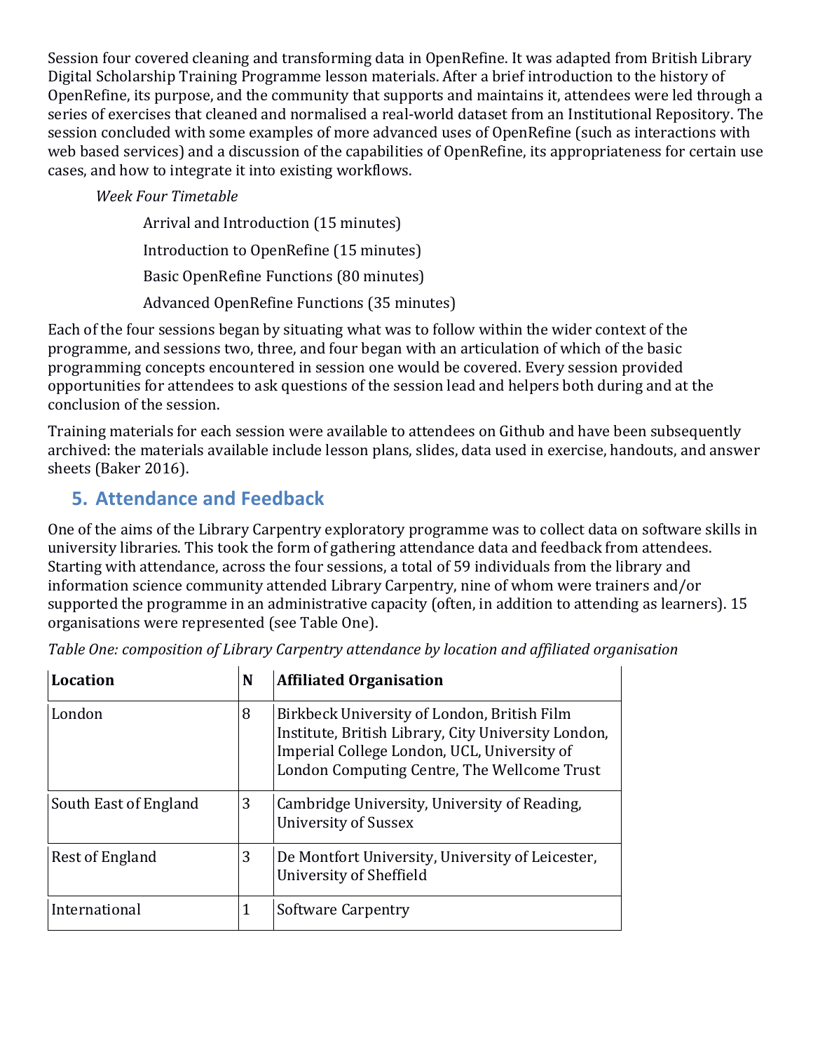Session four covered cleaning and transforming data in OpenRefine. It was adapted from British Library Digital Scholarship Training Programme lesson materials. After a brief introduction to the history of OpenRefine, its purpose, and the community that supports and maintains it, attendees were led through a series of exercises that cleaned and normalised a real-world dataset from an Institutional Repository. The session concluded with some examples of more advanced uses of OpenRefine (such as interactions with web based services) and a discussion of the capabilities of OpenRefine, its appropriateness for certain use cases, and how to integrate it into existing workflows.

*Week Four Timetable*

Arrival and Introduction (15 minutes)

Introduction to OpenRefine (15 minutes)

Basic OpenRefine Functions (80 minutes)

Advanced OpenRefine Functions (35 minutes)

Each of the four sessions began by situating what was to follow within the wider context of the programme, and sessions two, three, and four began with an articulation of which of the basic programming concepts encountered in session one would be covered. Every session provided opportunities for attendees to ask questions of the session lead and helpers both during and at the conclusion of the session.

Training materials for each session were available to attendees on Github and have been subsequently archived: the materials available include lesson plans, slides, data used in exercise, handouts, and answer sheets (Baker 2016).

## 5. Attendance and Feedback

One of the aims of the Library Carpentry exploratory programme was to collect data on software skills in university libraries. This took the form of gathering attendance data and feedback from attendees. Starting with attendance, across the four sessions, a total of 59 individuals from the library and information science community attended Library Carpentry, nine of whom were trainers and/or supported the programme in an administrative capacity (often, in addition to attending as learners). 15 organisations were represented (see Table One).

*Table One: composition of Library Carpentry attendance by location and affiliated organisation*

| Location | N | Affiliated Organisation |
|---|---|---|
| London | 8 | Birkbeck University of London, British Film Institute, British Library, City University London, Imperial College London, UCL, University of London Computing Centre, The Wellcome Trust |
| South East of England | 3 | Cambridge University, University of Reading, University of Sussex |
| Rest of England | 3 | De Montfort University, University of Leicester, University of Sheffield |
| International | 1 | Software Carpentry |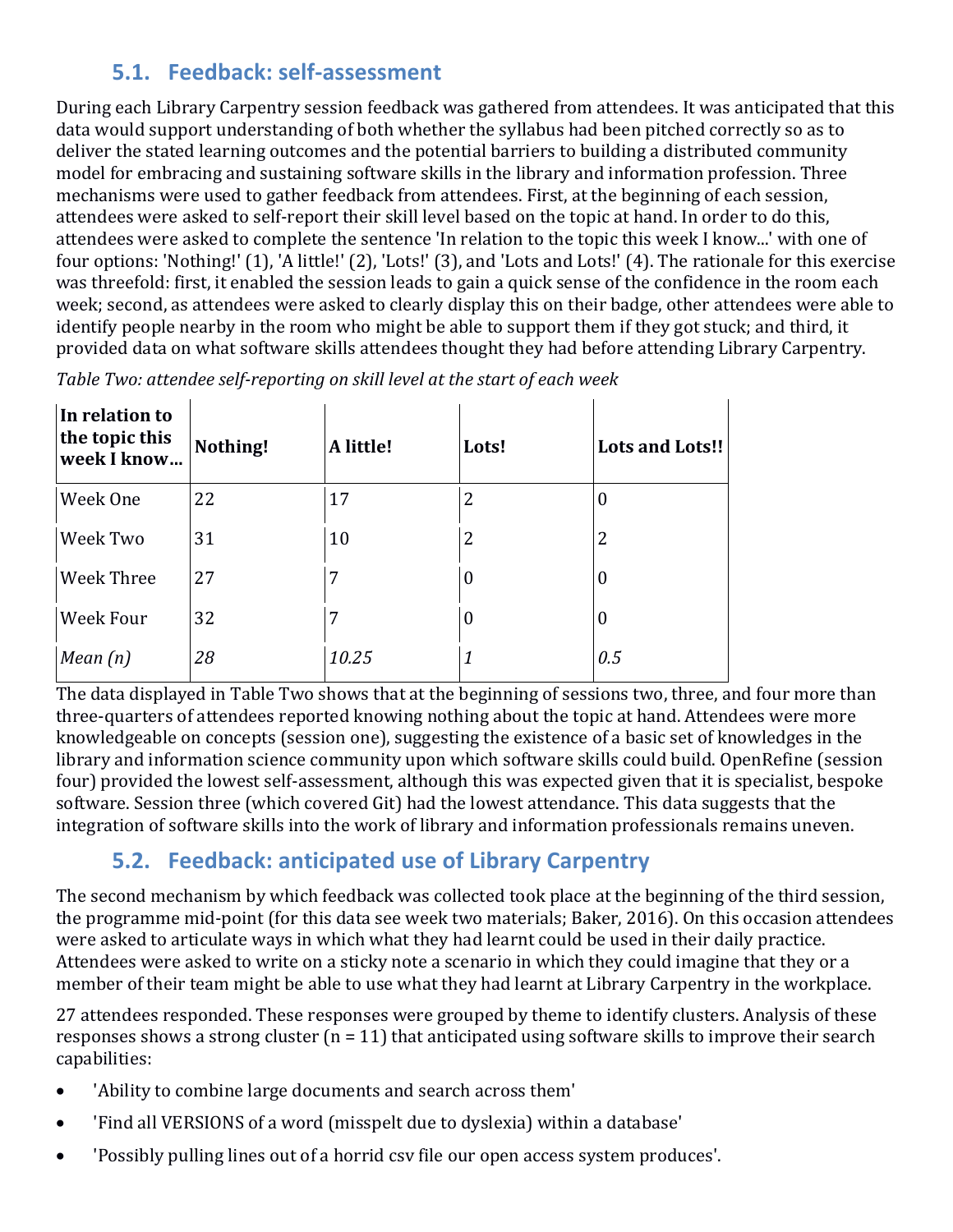## 5.1. Feedback: self-assessment

During each Library Carpentry session feedback was gathered from attendees. It was anticipated that this data would support understanding of both whether the syllabus had been pitched correctly so as to deliver the stated learning outcomes and the potential barriers to building a distributed community model for embracing and sustaining software skills in the library and information profession. Three mechanisms were used to gather feedback from attendees. First, at the beginning of each session, attendees were asked to self-report their skill level based on the topic at hand. In order to do this, attendees were asked to complete the sentence 'In relation to the topic this week I know...' with one of four options: 'Nothing!' (1), 'A little!' (2), 'Lots!' (3), and 'Lots and Lots!' (4). The rationale for this exercise was threefold: first, it enabled the session leads to gain a quick sense of the confidence in the room each week; second, as attendees were asked to clearly display this on their badge, other attendees were able to identify people nearby in the room who might be able to support them if they got stuck; and third, it provided data on what software skills attendees thought they had before attending Library Carpentry.

*Table Two: attendee self-reporting on skill level at the start of each week*

| In relation to the topic this week I know... | Nothing! | A little! | Lots! | Lots and Lots!! |
|---|---|---|---|---|
| Week One | 22 | 17 | 2 | 0 |
| Week Two | 31 | 10 | 2 | 2 |
| Week Three | 27 | 7 | 0 | 0 |
| Week Four | 32 | 7 | 0 | 0 |
| *Mean (n)* | *28* | *10.25* | *1* | *0.5* |

The data displayed in Table Two shows that at the beginning of sessions two, three, and four more than three-quarters of attendees reported knowing nothing about the topic at hand. Attendees were more knowledgeable on concepts (session one), suggesting the existence of a basic set of knowledges in the library and information science community upon which software skills could build. OpenRefine (session four) provided the lowest self-assessment, although this was expected given that it is specialist, bespoke software. Session three (which covered Git) had the lowest attendance. This data suggests that the integration of software skills into the work of library and information professionals remains uneven.

## 5.2. Feedback: anticipated use of Library Carpentry

The second mechanism by which feedback was collected took place at the beginning of the third session, the programme mid-point (for this data see week two materials; Baker, 2016). On this occasion attendees were asked to articulate ways in which what they had learnt could be used in their daily practice. Attendees were asked to write on a sticky note a scenario in which they could imagine that they or a member of their team might be able to use what they had learnt at Library Carpentry in the workplace.

27 attendees responded. These responses were grouped by theme to identify clusters. Analysis of these responses shows a strong cluster (n = 11) that anticipated using software skills to improve their search capabilities:

- 'Ability to combine large documents and search across them'
- 'Find all VERSIONS of a word (misspelt due to dyslexia) within a database'
- 'Possibly pulling lines out of a horrid csv file our open access system produces'.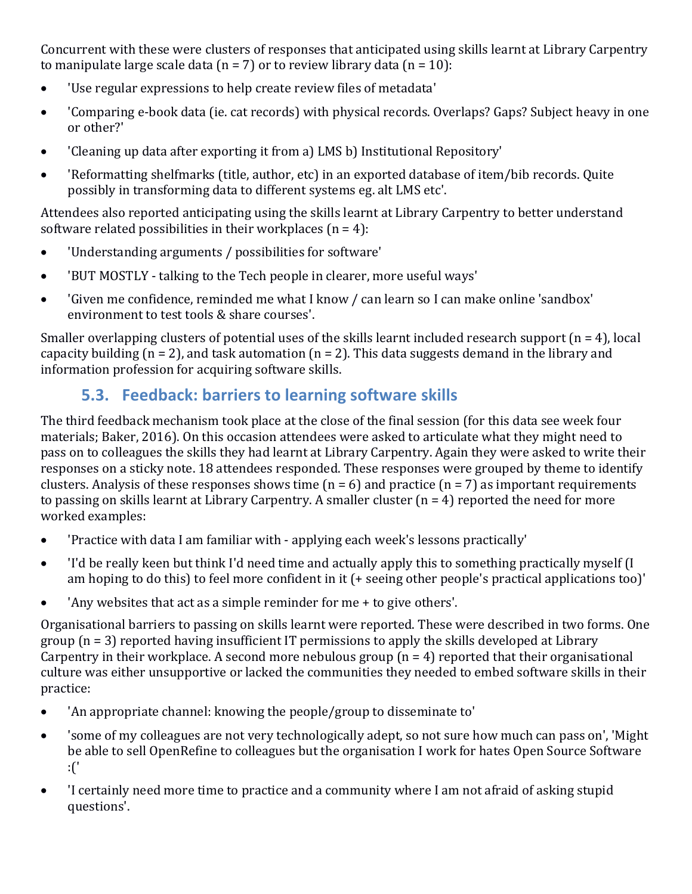Concurrent with these were clusters of responses that anticipated using skills learnt at Library Carpentry to manipulate large scale data (n = 7) or to review library data (n = 10):

- 'Use regular expressions to help create review files of metadata'
- 'Comparing e-book data (ie. cat records) with physical records. Overlaps? Gaps? Subject heavy in one or other?'
- 'Cleaning up data after exporting it from a) LMS b) Institutional Repository'
- 'Reformatting shelfmarks (title, author, etc) in an exported database of item/bib records. Quite possibly in transforming data to different systems eg. alt LMS etc'.

Attendees also reported anticipating using the skills learnt at Library Carpentry to better understand software related possibilities in their workplaces (n = 4):

- 'Understanding arguments / possibilities for software'
- 'BUT MOSTLY - talking to the Tech people in clearer, more useful ways'
- 'Given me confidence, reminded me what I know / can learn so I can make online 'sandbox' environment to test tools & share courses'.

Smaller overlapping clusters of potential uses of the skills learnt included research support (n = 4), local capacity building (n = 2), and task automation (n = 2). This data suggests demand in the library and information profession for acquiring software skills.

## 5.3. Feedback: barriers to learning software skills

The third feedback mechanism took place at the close of the final session (for this data see week four materials; Baker, 2016). On this occasion attendees were asked to articulate what they might need to pass on to colleagues the skills they had learnt at Library Carpentry. Again they were asked to write their responses on a sticky note. 18 attendees responded. These responses were grouped by theme to identify clusters. Analysis of these responses shows time (n = 6) and practice (n = 7) as important requirements to passing on skills learnt at Library Carpentry. A smaller cluster (n = 4) reported the need for more worked examples:

- 'Practice with data I am familiar with - applying each week's lessons practically'
- 'I'd be really keen but think I'd need time and actually apply this to something practically myself (I am hoping to do this) to feel more confident in it (+ seeing other people's practical applications too)'
- 'Any websites that act as a simple reminder for me + to give others'.

Organisational barriers to passing on skills learnt were reported. These were described in two forms. One group (n = 3) reported having insufficient IT permissions to apply the skills developed at Library Carpentry in their workplace. A second more nebulous group (n = 4) reported that their organisational culture was either unsupportive or lacked the communities they needed to embed software skills in their practice:

- 'An appropriate channel: knowing the people/group to disseminate to'
- 'some of my colleagues are not very technologically adept, so not sure how much can pass on', 'Might be able to sell OpenRefine to colleagues but the organisation I work for hates Open Source Software :('
- 'I certainly need more time to practice and a community where I am not afraid of asking stupid questions'.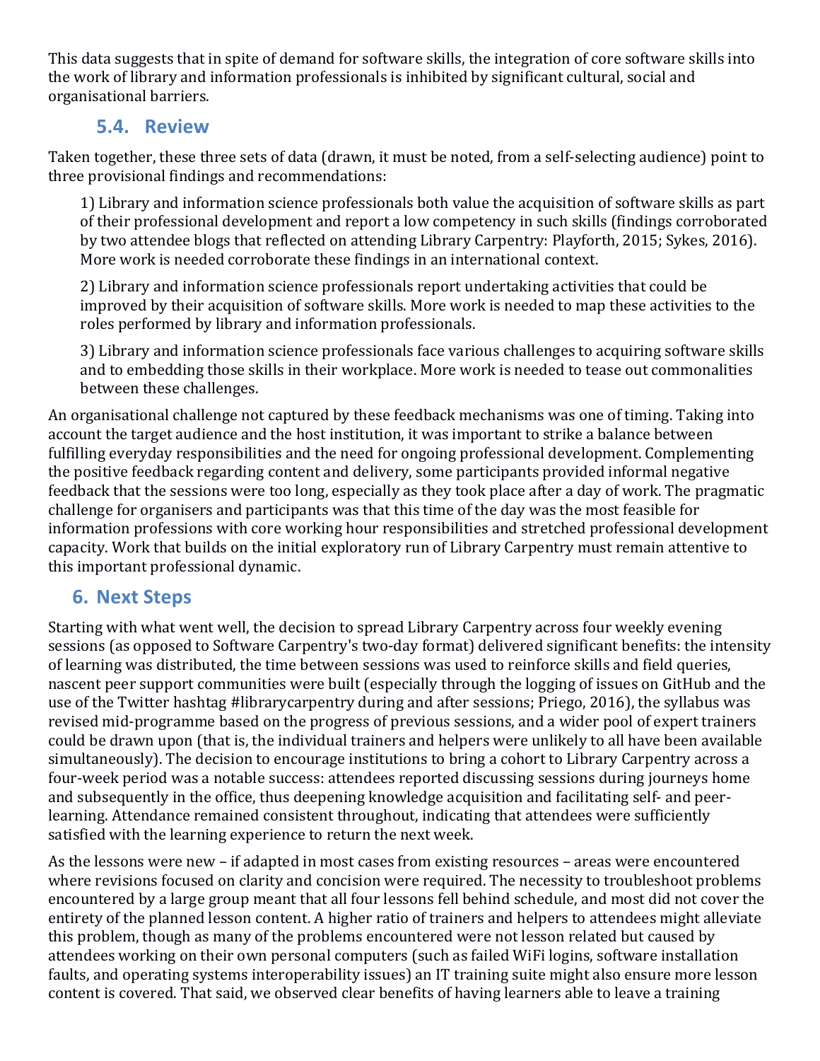This data suggests that in spite of demand for software skills, the integration of core software skills into the work of library and information professionals is inhibited by significant cultural, social and organisational barriers.

### 5.4. Review

Taken together, these three sets of data (drawn, it must be noted, from a self-selecting audience) point to three provisional findings and recommendations:

1) Library and information science professionals both value the acquisition of software skills as part of their professional development and report a low competency in such skills (findings corroborated by two attendee blogs that reflected on attending Library Carpentry: Playforth, 2015; Sykes, 2016). More work is needed corroborate these findings in an international context.

2) Library and information science professionals report undertaking activities that could be improved by their acquisition of software skills. More work is needed to map these activities to the roles performed by library and information professionals.

3) Library and information science professionals face various challenges to acquiring software skills and to embedding those skills in their workplace. More work is needed to tease out commonalities between these challenges.

An organisational challenge not captured by these feedback mechanisms was one of timing. Taking into account the target audience and the host institution, it was important to strike a balance between fulfilling everyday responsibilities and the need for ongoing professional development. Complementing the positive feedback regarding content and delivery, some participants provided informal negative feedback that the sessions were too long, especially as they took place after a day of work. The pragmatic challenge for organisers and participants was that this time of the day was the most feasible for information professions with core working hour responsibilities and stretched professional development capacity. Work that builds on the initial exploratory run of Library Carpentry must remain attentive to this important professional dynamic.

## 6. Next Steps

Starting with what went well, the decision to spread Library Carpentry across four weekly evening sessions (as opposed to Software Carpentry's two-day format) delivered significant benefits: the intensity of learning was distributed, the time between sessions was used to reinforce skills and field queries, nascent peer support communities were built (especially through the logging of issues on GitHub and the use of the Twitter hashtag #librarycarpentry during and after sessions; Priego, 2016), the syllabus was revised mid-programme based on the progress of previous sessions, and a wider pool of expert trainers could be drawn upon (that is, the individual trainers and helpers were unlikely to all have been available simultaneously). The decision to encourage institutions to bring a cohort to Library Carpentry across a four-week period was a notable success: attendees reported discussing sessions during journeys home and subsequently in the office, thus deepening knowledge acquisition and facilitating self- and peer-learning. Attendance remained consistent throughout, indicating that attendees were sufficiently satisfied with the learning experience to return the next week.

As the lessons were new – if adapted in most cases from existing resources – areas were encountered where revisions focused on clarity and concision were required. The necessity to troubleshoot problems encountered by a large group meant that all four lessons fell behind schedule, and most did not cover the entirety of the planned lesson content. A higher ratio of trainers and helpers to attendees might alleviate this problem, though as many of the problems encountered were not lesson related but caused by attendees working on their own personal computers (such as failed WiFi logins, software installation faults, and operating systems interoperability issues) an IT training suite might also ensure more lesson content is covered. That said, we observed clear benefits of having learners able to leave a training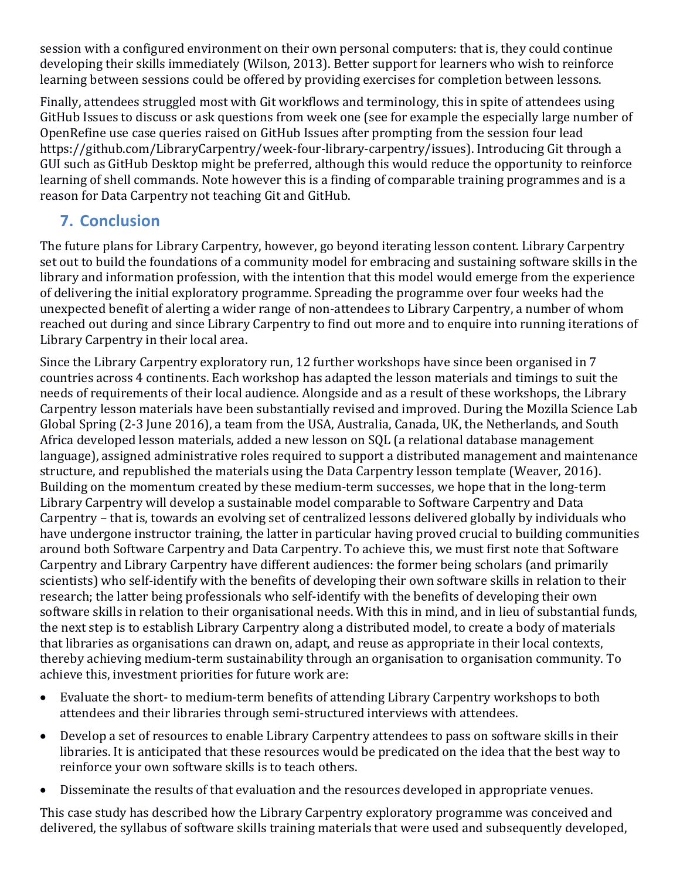session with a configured environment on their own personal computers: that is, they could continue developing their skills immediately (Wilson, 2013). Better support for learners who wish to reinforce learning between sessions could be offered by providing exercises for completion between lessons.

Finally, attendees struggled most with Git workflows and terminology, this in spite of attendees using GitHub Issues to discuss or ask questions from week one (see for example the especially large number of OpenRefine use case queries raised on GitHub Issues after prompting from the session four lead https://github.com/LibraryCarpentry/week-four-library-carpentry/issues). Introducing Git through a GUI such as GitHub Desktop might be preferred, although this would reduce the opportunity to reinforce learning of shell commands. Note however this is a finding of comparable training programmes and is a reason for Data Carpentry not teaching Git and GitHub.

## 7. Conclusion

The future plans for Library Carpentry, however, go beyond iterating lesson content. Library Carpentry set out to build the foundations of a community model for embracing and sustaining software skills in the library and information profession, with the intention that this model would emerge from the experience of delivering the initial exploratory programme. Spreading the programme over four weeks had the unexpected benefit of alerting a wider range of non-attendees to Library Carpentry, a number of whom reached out during and since Library Carpentry to find out more and to enquire into running iterations of Library Carpentry in their local area.

Since the Library Carpentry exploratory run, 12 further workshops have since been organised in 7 countries across 4 continents. Each workshop has adapted the lesson materials and timings to suit the needs of requirements of their local audience. Alongside and as a result of these workshops, the Library Carpentry lesson materials have been substantially revised and improved. During the Mozilla Science Lab Global Spring (2-3 June 2016), a team from the USA, Australia, Canada, UK, the Netherlands, and South Africa developed lesson materials, added a new lesson on SQL (a relational database management language), assigned administrative roles required to support a distributed management and maintenance structure, and republished the materials using the Data Carpentry lesson template (Weaver, 2016). Building on the momentum created by these medium-term successes, we hope that in the long-term Library Carpentry will develop a sustainable model comparable to Software Carpentry and Data Carpentry – that is, towards an evolving set of centralized lessons delivered globally by individuals who have undergone instructor training, the latter in particular having proved crucial to building communities around both Software Carpentry and Data Carpentry. To achieve this, we must first note that Software Carpentry and Library Carpentry have different audiences: the former being scholars (and primarily scientists) who self-identify with the benefits of developing their own software skills in relation to their research; the latter being professionals who self-identify with the benefits of developing their own software skills in relation to their organisational needs. With this in mind, and in lieu of substantial funds, the next step is to establish Library Carpentry along a distributed model, to create a body of materials that libraries as organisations can drawn on, adapt, and reuse as appropriate in their local contexts, thereby achieving medium-term sustainability through an organisation to organisation community. To achieve this, investment priorities for future work are:

- Evaluate the short- to medium-term benefits of attending Library Carpentry workshops to both attendees and their libraries through semi-structured interviews with attendees.
- Develop a set of resources to enable Library Carpentry attendees to pass on software skills in their libraries. It is anticipated that these resources would be predicated on the idea that the best way to reinforce your own software skills is to teach others.
- Disseminate the results of that evaluation and the resources developed in appropriate venues.

This case study has described how the Library Carpentry exploratory programme was conceived and delivered, the syllabus of software skills training materials that were used and subsequently developed,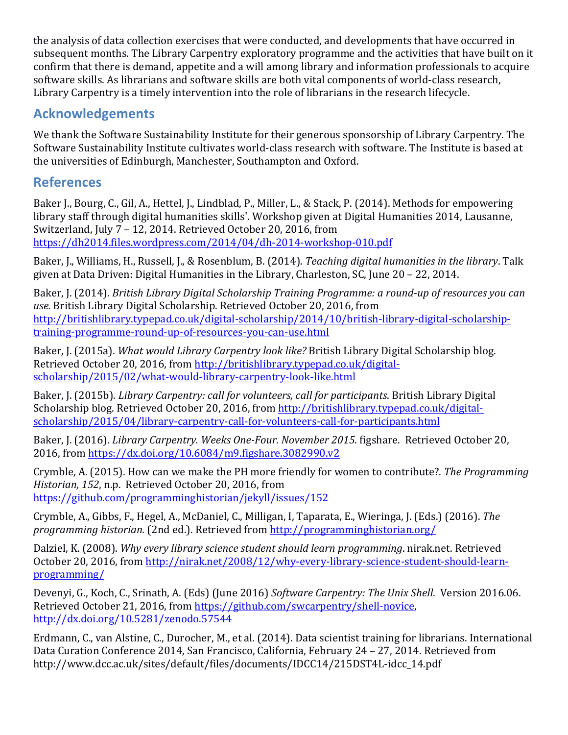the analysis of data collection exercises that were conducted, and developments that have occurred in subsequent months. The Library Carpentry exploratory programme and the activities that have built on it confirm that there is demand, appetite and a will among library and information professionals to acquire software skills. As librarians and software skills are both vital components of world-class research, Library Carpentry is a timely intervention into the role of librarians in the research lifecycle.

## Acknowledgements

We thank the Software Sustainability Institute for their generous sponsorship of Library Carpentry. The Software Sustainability Institute cultivates world-class research with software. The Institute is based at the universities of Edinburgh, Manchester, Southampton and Oxford.

## References

Baker J., Bourg, C., Gil, A., Hettel, J., Lindblad, P., Miller, L., & Stack, P. (2014). Methods for empowering library staff through digital humanities skills'. Workshop given at Digital Humanities 2014, Lausanne, Switzerland, July 7 – 12, 2014. Retrieved October 20, 2016, from https://dh2014.files.wordpress.com/2014/04/dh-2014-workshop-010.pdf

Baker, J., Williams, H., Russell, J., & Rosenblum, B. (2014). *Teaching digital humanities in the library*. Talk given at Data Driven: Digital Humanities in the Library, Charleston, SC, June 20 – 22, 2014.

Baker, J. (2014). *British Library Digital Scholarship Training Programme: a round-up of resources you can use.* British Library Digital Scholarship. Retrieved October 20, 2016, from http://britishlibrary.typepad.co.uk/digital-scholarship/2014/10/british-library-digital-scholarship-training-programme-round-up-of-resources-you-can-use.html

Baker, J. (2015a). *What would Library Carpentry look like?* British Library Digital Scholarship blog. Retrieved October 20, 2016, from http://britishlibrary.typepad.co.uk/digital-scholarship/2015/02/what-would-library-carpentry-look-like.html

Baker, J. (2015b). *Library Carpentry: call for volunteers, call for participants*. British Library Digital Scholarship blog. Retrieved October 20, 2016, from http://britishlibrary.typepad.co.uk/digital-scholarship/2015/04/library-carpentry-call-for-volunteers-call-for-participants.html

Baker, J. (2016). *Library Carpentry. Weeks One-Four. November 2015*. figshare. Retrieved October 20, 2016, from https://dx.doi.org/10.6084/m9.figshare.3082990.v2

Crymble, A. (2015). How can we make the PH more friendly for women to contribute?. *The Programming Historian, 152*, n.p. Retrieved October 20, 2016, from https://github.com/programminghistorian/jekyll/issues/152

Crymble, A., Gibbs, F., Hegel, A., McDaniel, C., Milligan, I, Taparata, E., Wieringa, J. (Eds.) (2016). *The programming historian.* (2nd ed.). Retrieved from http://programminghistorian.org/

Dalziel, K. (2008). *Why every library science student should learn programming*. nirak.net. Retrieved October 20, 2016, from http://nirak.net/2008/12/why-every-library-science-student-should-learn-programming/

Devenyi, G., Koch, C., Srinath, A. (Eds) (June 2016) *Software Carpentry: The Unix Shell*. Version 2016.06. Retrieved October 21, 2016, from https://github.com/swcarpentry/shell-novice, http://dx.doi.org/10.5281/zenodo.57544

Erdmann, C., van Alstine, C., Durocher, M., et al. (2014). Data scientist training for librarians. International Data Curation Conference 2014, San Francisco, California, February 24 – 27, 2014. Retrieved from http://www.dcc.ac.uk/sites/default/files/documents/IDCC14/215DST4L-idcc_14.pdf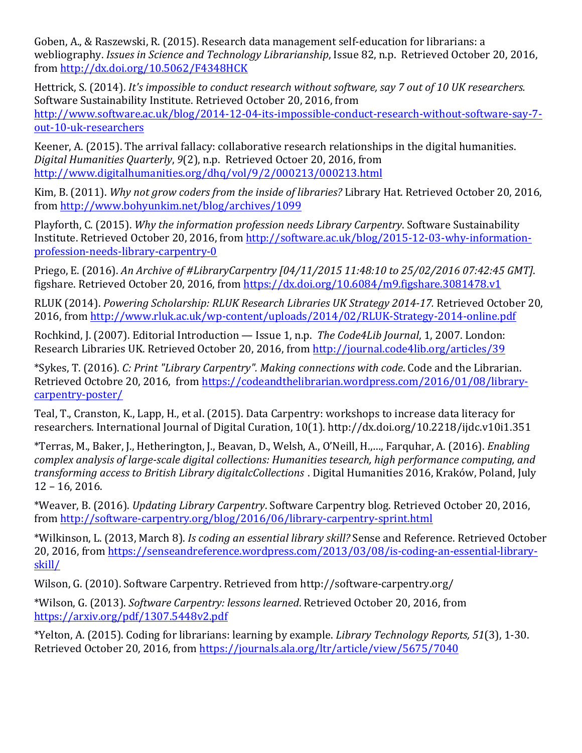Goben, A., & Raszewski, R. (2015). Research data management self-education for librarians: a webliography. *Issues in Science and Technology Librarianship*, Issue 82, n.p. Retrieved October 20, 2016, from http://dx.doi.org/10.5062/F4348HCK

Hettrick, S. (2014). *It's impossible to conduct research without software, say 7 out of 10 UK researchers.* Software Sustainability Institute. Retrieved October 20, 2016, from http://www.software.ac.uk/blog/2014-12-04-its-impossible-conduct-research-without-software-say-7-out-10-uk-researchers

Keener, A. (2015). The arrival fallacy: collaborative research relationships in the digital humanities. *Digital Humanities Quarterly*, *9*(2), n.p. Retrieved Octoer 20, 2016, from http://www.digitalhumanities.org/dhq/vol/9/2/000213/000213.html

Kim, B. (2011). *Why not grow coders from the inside of libraries?* Library Hat. Retrieved October 20, 2016, from http://www.bohyunkim.net/blog/archives/1099

Playforth, C. (2015). *Why the information profession needs Library Carpentry*. Software Sustainability Institute. Retrieved October 20, 2016, from http://software.ac.uk/blog/2015-12-03-why-information-profession-needs-library-carpentry-0

Priego, E. (2016). *An Archive of #LibraryCarpentry [04/11/2015 11:48:10 to 25/02/2016 07:42:45 GMT]*. figshare. Retrieved October 20, 2016, from https://dx.doi.org/10.6084/m9.figshare.3081478.v1

RLUK (2014). *Powering Scholarship: RLUK Research Libraries UK Strategy 2014-17.* Retrieved October 20, 2016, from http://www.rluk.ac.uk/wp-content/uploads/2014/02/RLUK-Strategy-2014-online.pdf

Rochkind, J. (2007). Editorial Introduction — Issue 1, n.p. *The Code4Lib Journal*, 1, 2007. London: Research Libraries UK. Retrieved October 20, 2016, from http://journal.code4lib.org/articles/39

*Sykes, T. (2016). *C: Print "Library Carpentry". Making connections with code*. Code and the Librarian. Retrieved Octobre 20, 2016, from https://codeandthelibrarian.wordpress.com/2016/01/08/library-carpentry-poster/

Teal, T., Cranston, K., Lapp, H., et al. (2015). Data Carpentry: workshops to increase data literacy for researchers. International Journal of Digital Curation, 10(1). http://dx.doi.org/10.2218/ijdc.v10i1.351

*Terras, M., Baker, J., Hetherington, J., Beavan, D., Welsh, A., O'Neill, H.,…, Farquhar, A. (2016). *Enabling complex analysis of large-scale digital collections: Humanities tesearch, high performance computing, and transforming access to British Library digitalcCollections* . Digital Humanities 2016, Kraków, Poland, July 12 – 16, 2016.

*Weaver, B. (2016). *Updating Library Carpentry*. Software Carpentry blog. Retrieved October 20, 2016, from http://software-carpentry.org/blog/2016/06/library-carpentry-sprint.html

*Wilkinson, L. (2013, March 8). *Is coding an essential library skill?* Sense and Reference. Retrieved October 20, 2016, from https://senseandreference.wordpress.com/2013/03/08/is-coding-an-essential-library-skill/

Wilson, G. (2010). Software Carpentry. Retrieved from http://software-carpentry.org/

*Wilson, G. (2013). *Software Carpentry: lessons learned*. Retrieved October 20, 2016, from https://arxiv.org/pdf/1307.5448v2.pdf

*Yelton, A. (2015). Coding for librarians: learning by example. *Library Technology Reports, 51*(3), 1-30. Retrieved October 20, 2016, from https://journals.ala.org/ltr/article/view/5675/7040